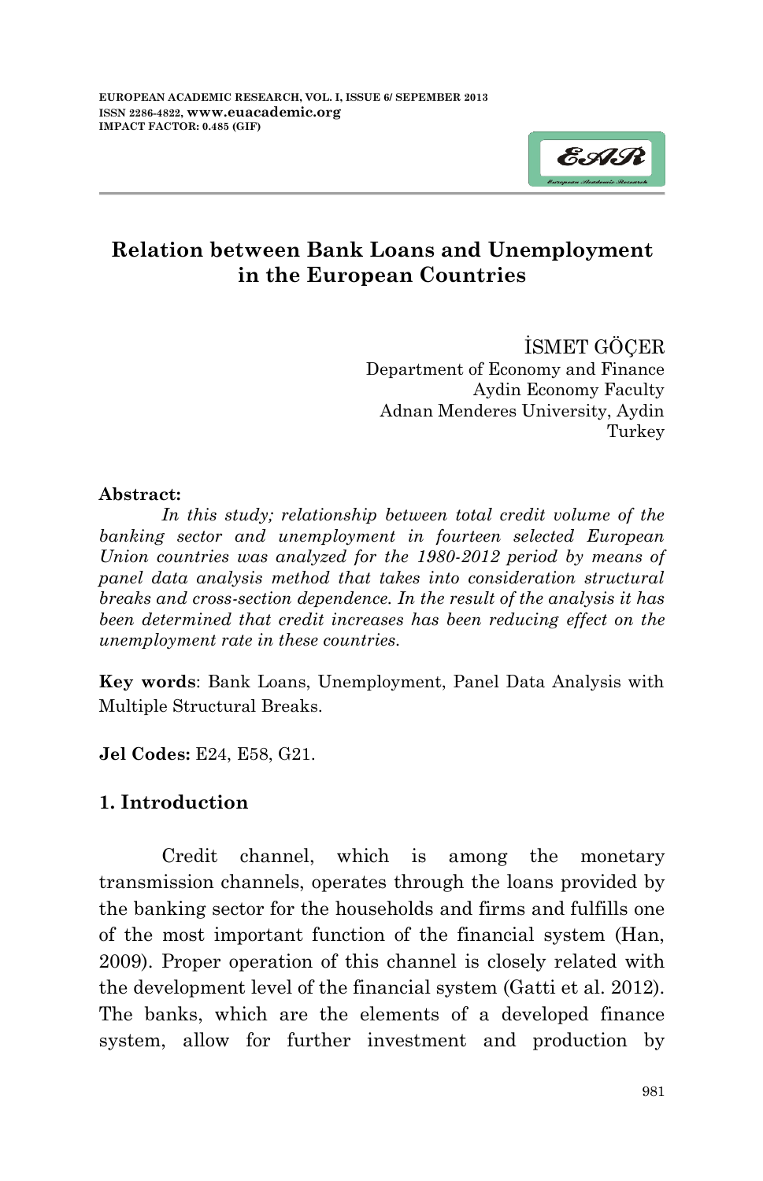# Relation between Bank Loans and Unemployment in the European Countries

İSMET GÖÇER
Department of Economy and Finance
Aydin Economy Faculty
Adnan Menderes University, Aydin
Turkey

**Abstract:**

*In this study; relationship between total credit volume of the banking sector and unemployment in fourteen selected European Union countries was analyzed for the 1980-2012 period by means of panel data analysis method that takes into consideration structural breaks and cross-section dependence. In the result of the analysis it has been determined that credit increases has been reducing effect on the unemployment rate in these countries.*

**Key words**: Bank Loans, Unemployment, Panel Data Analysis with Multiple Structural Breaks.

**Jel Codes:** E24, E58, G21.

## 1. Introduction

Credit channel, which is among the monetary transmission channels, operates through the loans provided by the banking sector for the households and firms and fulfills one of the most important function of the financial system (Han, 2009). Proper operation of this channel is closely related with the development level of the financial system (Gatti et al. 2012). The banks, which are the elements of a developed finance system, allow for further investment and production by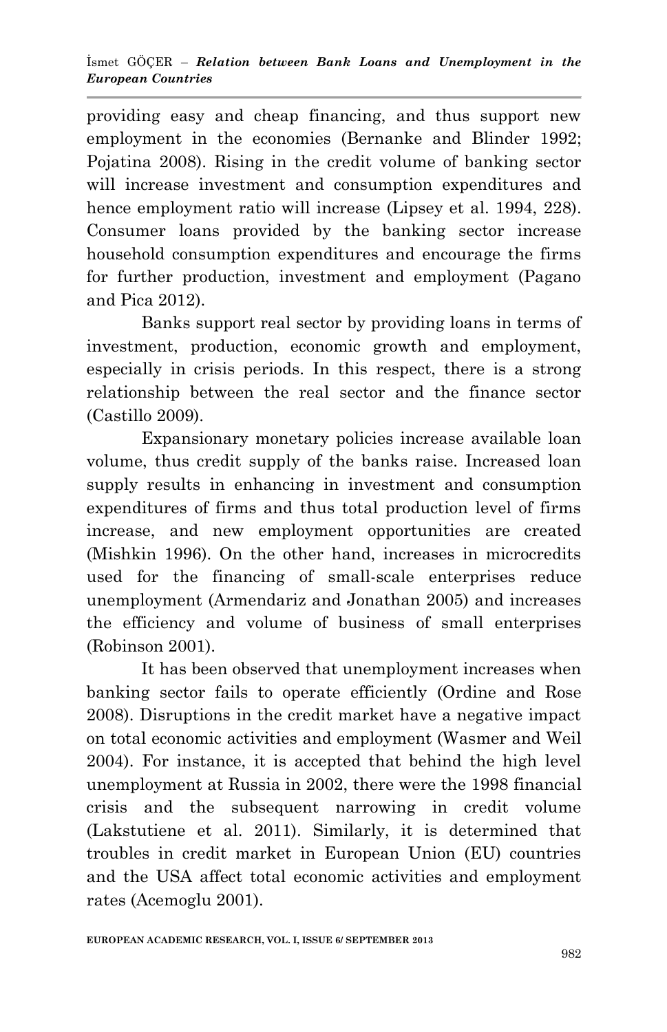providing easy and cheap financing, and thus support new employment in the economies (Bernanke and Blinder 1992; Pojatina 2008). Rising in the credit volume of banking sector will increase investment and consumption expenditures and hence employment ratio will increase (Lipsey et al. 1994, 228). Consumer loans provided by the banking sector increase household consumption expenditures and encourage the firms for further production, investment and employment (Pagano and Pica 2012).

Banks support real sector by providing loans in terms of investment, production, economic growth and employment, especially in crisis periods. In this respect, there is a strong relationship between the real sector and the finance sector (Castillo 2009).

Expansionary monetary policies increase available loan volume, thus credit supply of the banks raise. Increased loan supply results in enhancing in investment and consumption expenditures of firms and thus total production level of firms increase, and new employment opportunities are created (Mishkin 1996). On the other hand, increases in microcredits used for the financing of small-scale enterprises reduce unemployment (Armendariz and Jonathan 2005) and increases the efficiency and volume of business of small enterprises (Robinson 2001).

It has been observed that unemployment increases when banking sector fails to operate efficiently (Ordine and Rose 2008). Disruptions in the credit market have a negative impact on total economic activities and employment (Wasmer and Weil 2004). For instance, it is accepted that behind the high level unemployment at Russia in 2002, there were the 1998 financial crisis and the subsequent narrowing in credit volume (Lakstutiene et al. 2011). Similarly, it is determined that troubles in credit market in European Union (EU) countries and the USA affect total economic activities and employment rates (Acemoglu 2001).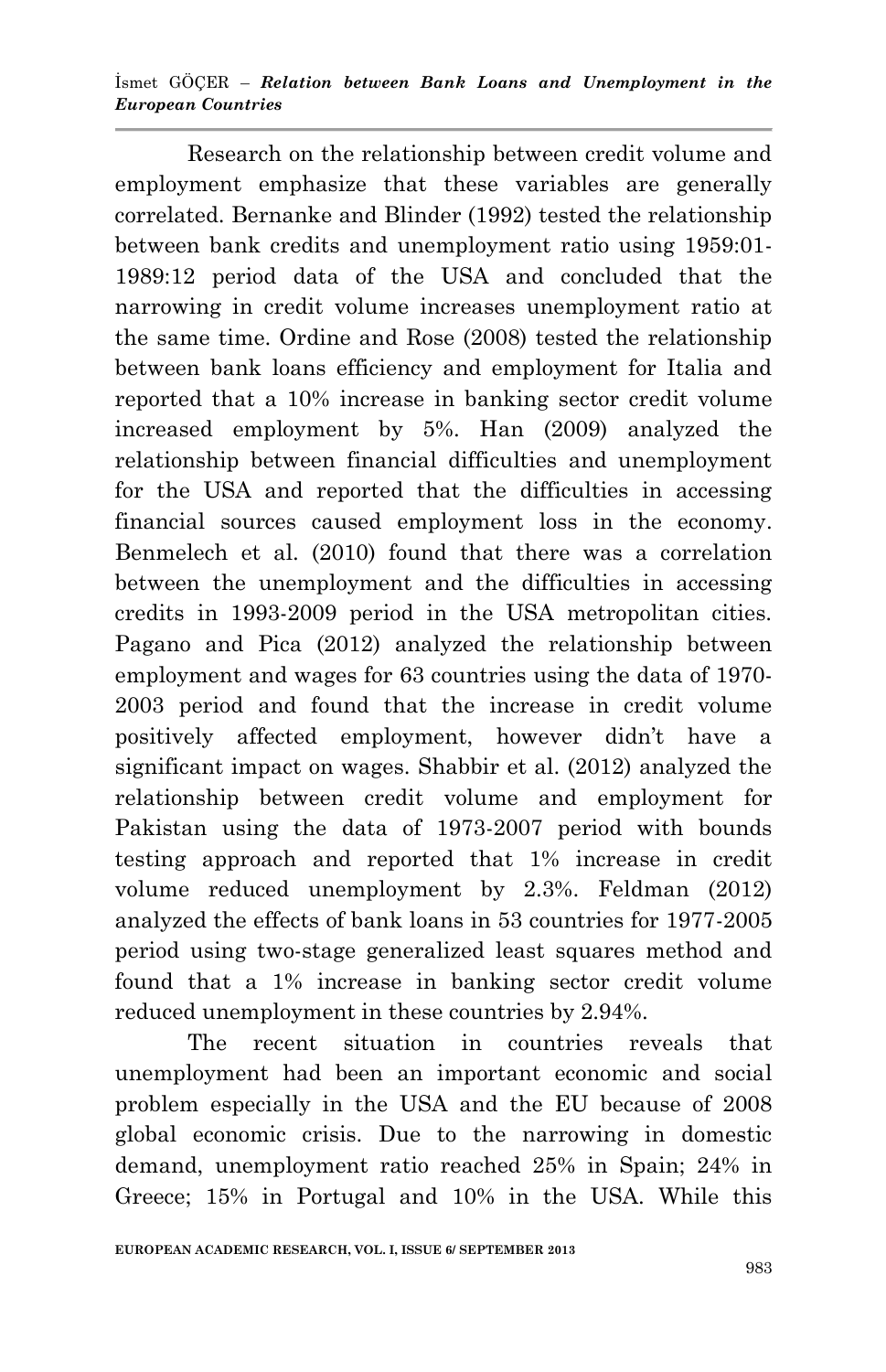Research on the relationship between credit volume and employment emphasize that these variables are generally correlated. Bernanke and Blinder (1992) tested the relationship between bank credits and unemployment ratio using 1959:01-1989:12 period data of the USA and concluded that the narrowing in credit volume increases unemployment ratio at the same time. Ordine and Rose (2008) tested the relationship between bank loans efficiency and employment for Italia and reported that a 10% increase in banking sector credit volume increased employment by 5%. Han (2009) analyzed the relationship between financial difficulties and unemployment for the USA and reported that the difficulties in accessing financial sources caused employment loss in the economy. Benmelech et al. (2010) found that there was a correlation between the unemployment and the difficulties in accessing credits in 1993-2009 period in the USA metropolitan cities. Pagano and Pica (2012) analyzed the relationship between employment and wages for 63 countries using the data of 1970-2003 period and found that the increase in credit volume positively affected employment, however didn't have a significant impact on wages. Shabbir et al. (2012) analyzed the relationship between credit volume and employment for Pakistan using the data of 1973-2007 period with bounds testing approach and reported that 1% increase in credit volume reduced unemployment by 2.3%. Feldman (2012) analyzed the effects of bank loans in 53 countries for 1977-2005 period using two-stage generalized least squares method and found that a 1% increase in banking sector credit volume reduced unemployment in these countries by 2.94%.

The recent situation in countries reveals that unemployment had been an important economic and social problem especially in the USA and the EU because of 2008 global economic crisis. Due to the narrowing in domestic demand, unemployment ratio reached 25% in Spain; 24% in Greece; 15% in Portugal and 10% in the USA. While this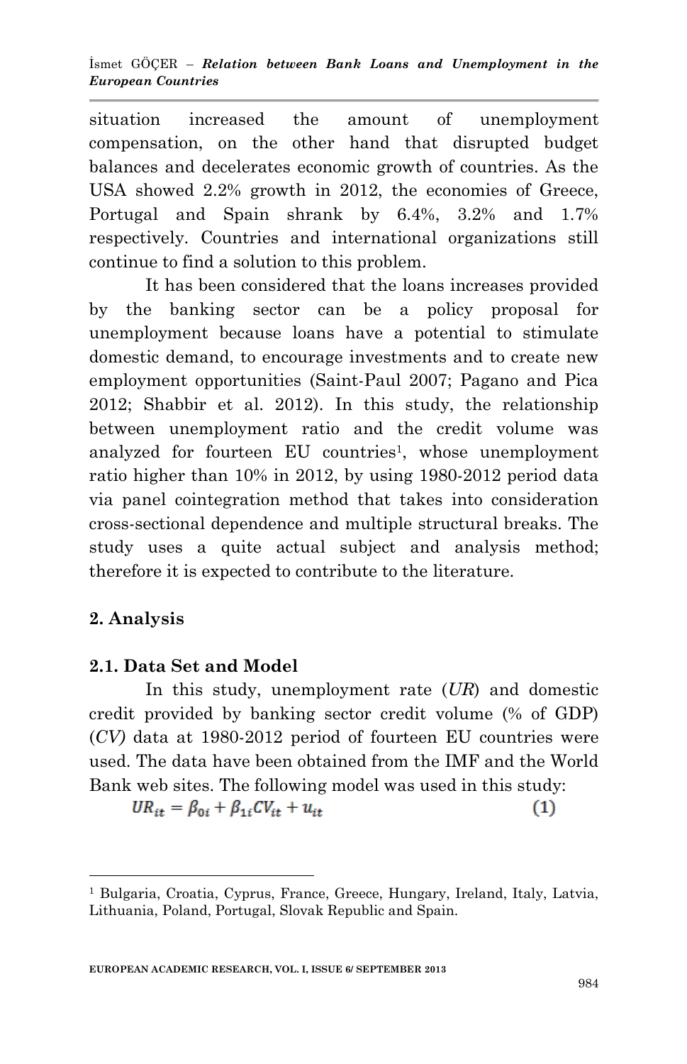situation increased the amount of unemployment compensation, on the other hand that disrupted budget balances and decelerates economic growth of countries. As the USA showed 2.2% growth in 2012, the economies of Greece, Portugal and Spain shrank by 6.4%, 3.2% and 1.7% respectively. Countries and international organizations still continue to find a solution to this problem.

It has been considered that the loans increases provided by the banking sector can be a policy proposal for unemployment because loans have a potential to stimulate domestic demand, to encourage investments and to create new employment opportunities (Saint-Paul 2007; Pagano and Pica 2012; Shabbir et al. 2012). In this study, the relationship between unemployment ratio and the credit volume was analyzed for fourteen EU countries[1], whose unemployment ratio higher than 10% in 2012, by using 1980-2012 period data via panel cointegration method that takes into consideration cross-sectional dependence and multiple structural breaks. The study uses a quite actual subject and analysis method; therefore it is expected to contribute to the literature.

## 2. Analysis

### 2.1. Data Set and Model

In this study, unemployment rate (*UR*) and domestic credit provided by banking sector credit volume (% of GDP) (*CV)* data at 1980-2012 period of fourteen EU countries were used. The data have been obtained from the IMF and the World Bank web sites. The following model was used in this study:

$$UR_{it} = \beta_{0i} + \beta_{1i}CV_{it} + u_{it} \quad (1)$$

---

[1] Bulgaria, Croatia, Cyprus, France, Greece, Hungary, Ireland, Italy, Latvia, Lithuania, Poland, Portugal, Slovak Republic and Spain.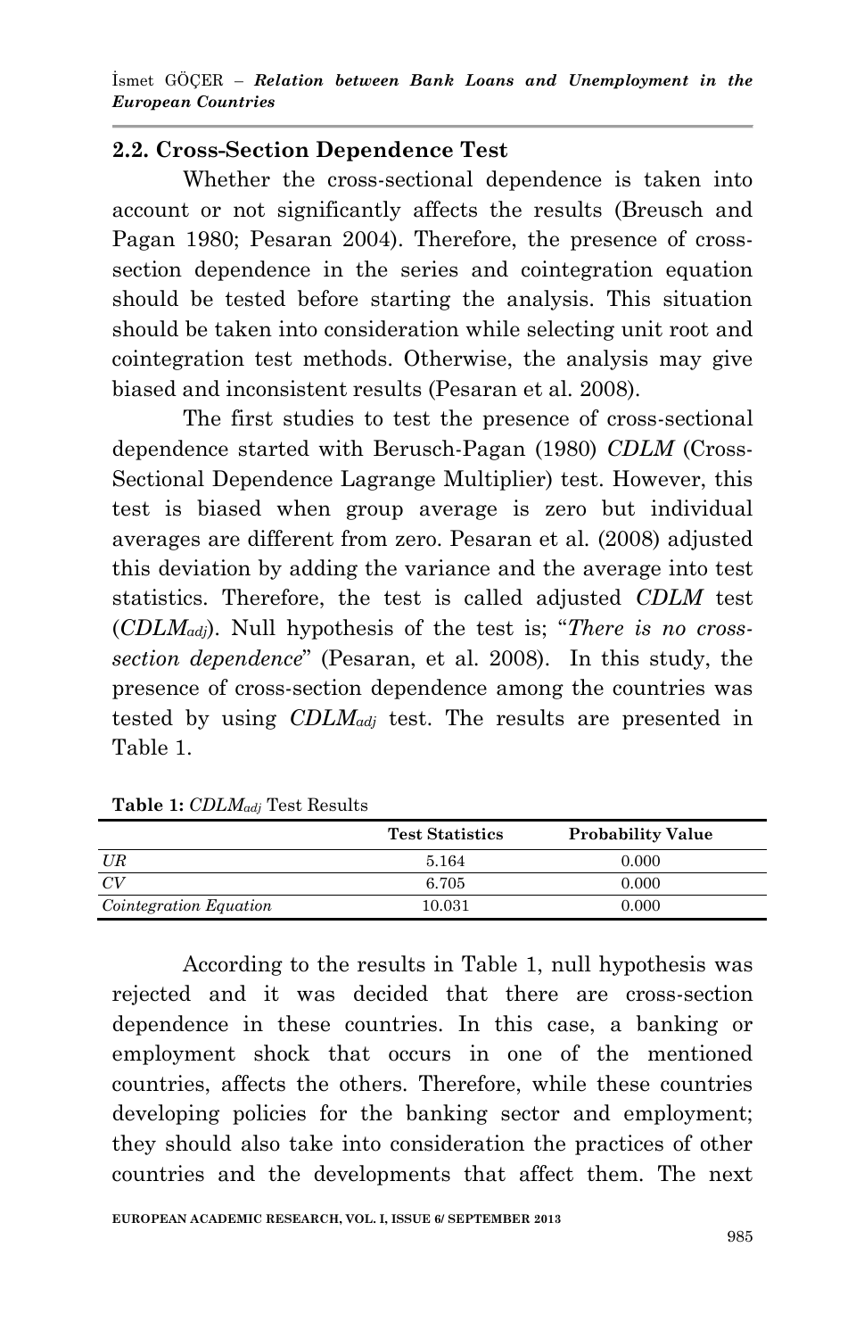## 2.2. Cross-Section Dependence Test

Whether the cross-sectional dependence is taken into account or not significantly affects the results (Breusch and Pagan 1980; Pesaran 2004). Therefore, the presence of cross-section dependence in the series and cointegration equation should be tested before starting the analysis. This situation should be taken into consideration while selecting unit root and cointegration test methods. Otherwise, the analysis may give biased and inconsistent results (Pesaran et al. 2008).

The first studies to test the presence of cross-sectional dependence started with Berusch-Pagan (1980) *CDLM* (Cross-Sectional Dependence Lagrange Multiplier) test. However, this test is biased when group average is zero but individual averages are different from zero. Pesaran et al. (2008) adjusted this deviation by adding the variance and the average into test statistics. Therefore, the test is called adjusted *CDLM* test ($CDLM_{adj}$). Null hypothesis of the test is; "*There is no cross-section dependence*" (Pesaran, et al. 2008). In this study, the presence of cross-section dependence among the countries was tested by using $CDLM_{adj}$ test. The results are presented in Table 1.

**Table 1:** $CDLM_{adj}$ Test Results

| | Test Statistics | Probability Value |
|---|---|---|
| *UR* | 5.164 | 0.000 |
| *CV* | 6.705 | 0.000 |
| *Cointegration Equation* | 10.031 | 0.000 |

According to the results in Table 1, null hypothesis was rejected and it was decided that there are cross-section dependence in these countries. In this case, a banking or employment shock that occurs in one of the mentioned countries, affects the others. Therefore, while these countries developing policies for the banking sector and employment; they should also take into consideration the practices of other countries and the developments that affect them. The next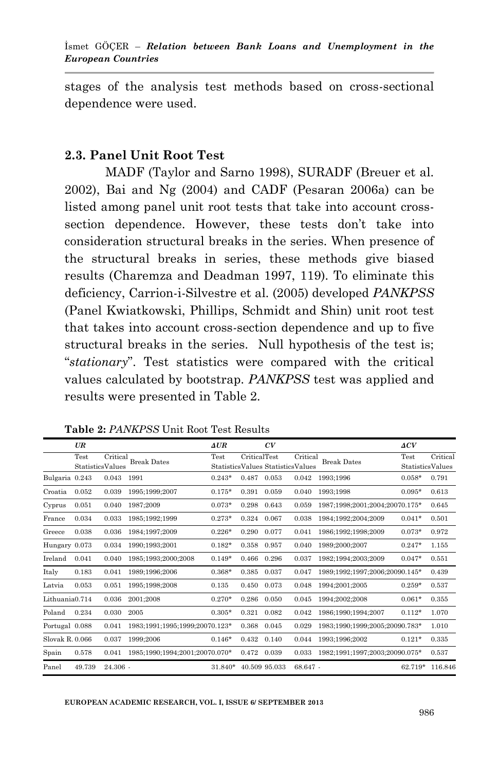stages of the analysis test methods based on cross-sectional dependence were used.

### 2.3. Panel Unit Root Test

MADF (Taylor and Sarno 1998), SURADF (Breuer et al. 2002), Bai and Ng (2004) and CADF (Pesaran 2006a) can be listed among panel unit root tests that take into account cross-section dependence. However, these tests don't take into consideration structural breaks in the series. When presence of the structural breaks in series, these methods give biased results (Charemza and Deadman 1997, 119). To eliminate this deficiency, Carrion-i-Silvestre et al. (2005) developed *PANKPSS* (Panel Kwiatkowski, Phillips, Schmidt and Shin) unit root test that takes into account cross-section dependence and up to five structural breaks in the series. Null hypothesis of the test is; "*stationary*". Test statistics were compared with the critical values calculated by bootstrap. *PANKPSS* test was applied and results were presented in Table 2.

**Table 2:** *PANKPSS* Unit Root Test Results

| | *UR* | | | *ΔUR* | | *CV* | | | *ΔCV* | |
|---|---|---|---|---|---|---|---|---|---|---|
| | Test Statistics | Critical Values | Break Dates | Test Statistics | Critical Values | Test Statistics | Critical Values | Break Dates | Test Statistics | Critical Values |
| Bulgaria | 0.243 | 0.043 | 1991 | 0.243* | 0.487 | 0.053 | 0.042 | 1993;1996 | 0.058* | 0.791 |
| Croatia | 0.052 | 0.039 | 1995;1999;2007 | 0.175* | 0.391 | 0.059 | 0.040 | 1993;1998 | 0.095* | 0.613 |
| Cyprus | 0.051 | 0.040 | 1987;2009 | 0.073* | 0.298 | 0.643 | 0.059 | 1987;1998;2001;2004;2007 | 0.175* | 0.645 |
| France | 0.034 | 0.033 | 1985;1992;1999 | 0.273* | 0.324 | 0.067 | 0.038 | 1984;1992;2004;2009 | 0.041* | 0.501 |
| Greece | 0.038 | 0.036 | 1984;1997;2009 | 0.226* | 0.290 | 0.077 | 0.041 | 1986;1992;1998;2009 | 0.073* | 0.972 |
| Hungary | 0.073 | 0.034 | 1990;1993;2001 | 0.182* | 0.358 | 0.957 | 0.040 | 1989;2000;2007 | 0.247* | 1.155 |
| Ireland | 0.041 | 0.040 | 1985;1993;2000;2008 | 0.149* | 0.466 | 0.296 | 0.037 | 1982;1994;2003;2009 | 0.047* | 0.551 |
| Italy | 0.183 | 0.041 | 1989;1996;2006 | 0.368* | 0.385 | 0.037 | 0.047 | 1989;1992;1997;2006;2009 | 0.145* | 0.439 |
| Latvia | 0.053 | 0.051 | 1995;1998;2008 | 0.135 | 0.450 | 0.073 | 0.048 | 1994;2001;2005 | 0.259* | 0.537 |
| Lithuania | 0.714 | 0.036 | 2001;2008 | 0.270* | 0.286 | 0.050 | 0.045 | 1994;2002;2008 | 0.061* | 0.355 |
| Poland | 0.234 | 0.030 | 2005 | 0.305* | 0.321 | 0.082 | 0.042 | 1986;1990;1994;2007 | 0.112* | 1.070 |
| Portugal | 0.088 | 0.041 | 1983;1991;1995;1999;2007 | 0.123* | 0.368 | 0.045 | 0.029 | 1983;1990;1999;2005;2009 | 0.783* | 1.010 |
| Slovak R. | 0.066 | 0.037 | 1999;2006 | 0.146* | 0.432 | 0.140 | 0.044 | 1993;1996;2002 | 0.121* | 0.335 |
| Spain | 0.578 | 0.041 | 1985;1990;1994;2001;2007 | 0.070* | 0.472 | 0.039 | 0.033 | 1982;1991;1997;2003;2009 | 0.075* | 0.537 |
| Panel | 49.739 | 24.306 | - | 31.840* | 40.509 | 95.033 | 68.647 | - | 62.719* | 116.846 |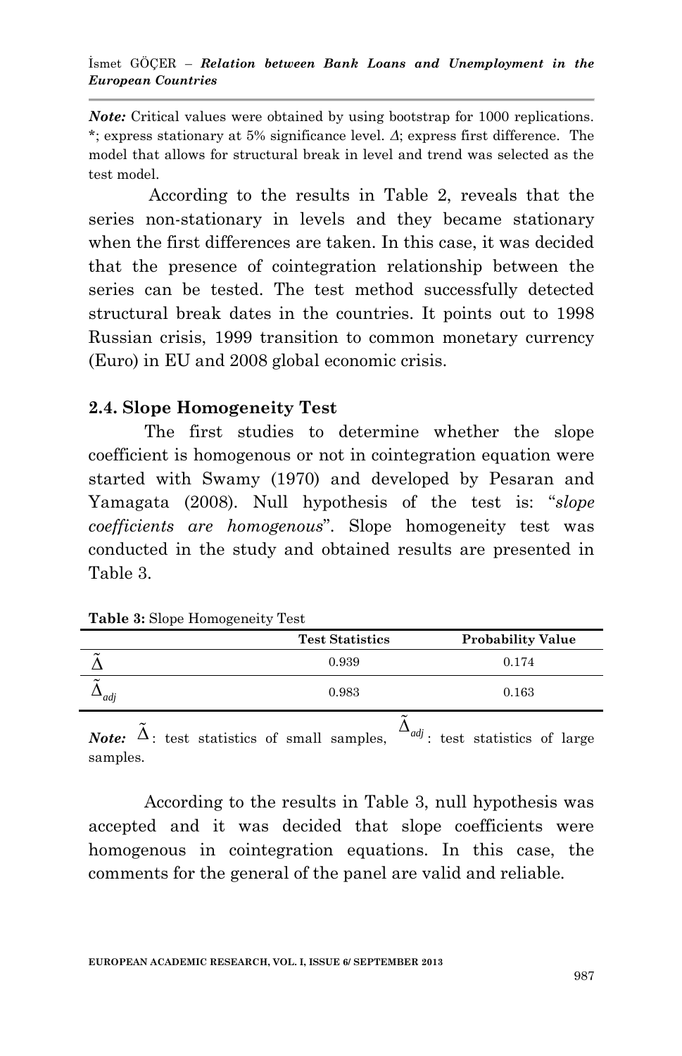*Note:* Critical values were obtained by using bootstrap for 1000 replications. *; express stationary at 5% significance level. *Δ*; express first difference. The model that allows for structural break in level and trend was selected as the test model.

According to the results in Table 2, reveals that the series non-stationary in levels and they became stationary when the first differences are taken. In this case, it was decided that the presence of cointegration relationship between the series can be tested. The test method successfully detected structural break dates in the countries. It points out to 1998 Russian crisis, 1999 transition to common monetary currency (Euro) in EU and 2008 global economic crisis.

## 2.4. Slope Homogeneity Test

The first studies to determine whether the slope coefficient is homogenous or not in cointegration equation were started with Swamy (1970) and developed by Pesaran and Yamagata (2008). Null hypothesis of the test is: "*slope coefficients are homogenous*". Slope homogeneity test was conducted in the study and obtained results are presented in Table 3.

**Table 3:** Slope Homogeneity Test

| | Test Statistics | Probability Value |
|---|---|---|
| $\tilde{\Delta}$ | 0.939 | 0.174 |
| $\tilde{\Delta}_{adj}$ | 0.983 | 0.163 |

***Note:*** $\tilde{\Delta}$: test statistics of small samples, $\tilde{\Delta}_{adj}$: test statistics of large samples.

According to the results in Table 3, null hypothesis was accepted and it was decided that slope coefficients were homogenous in cointegration equations. In this case, the comments for the general of the panel are valid and reliable.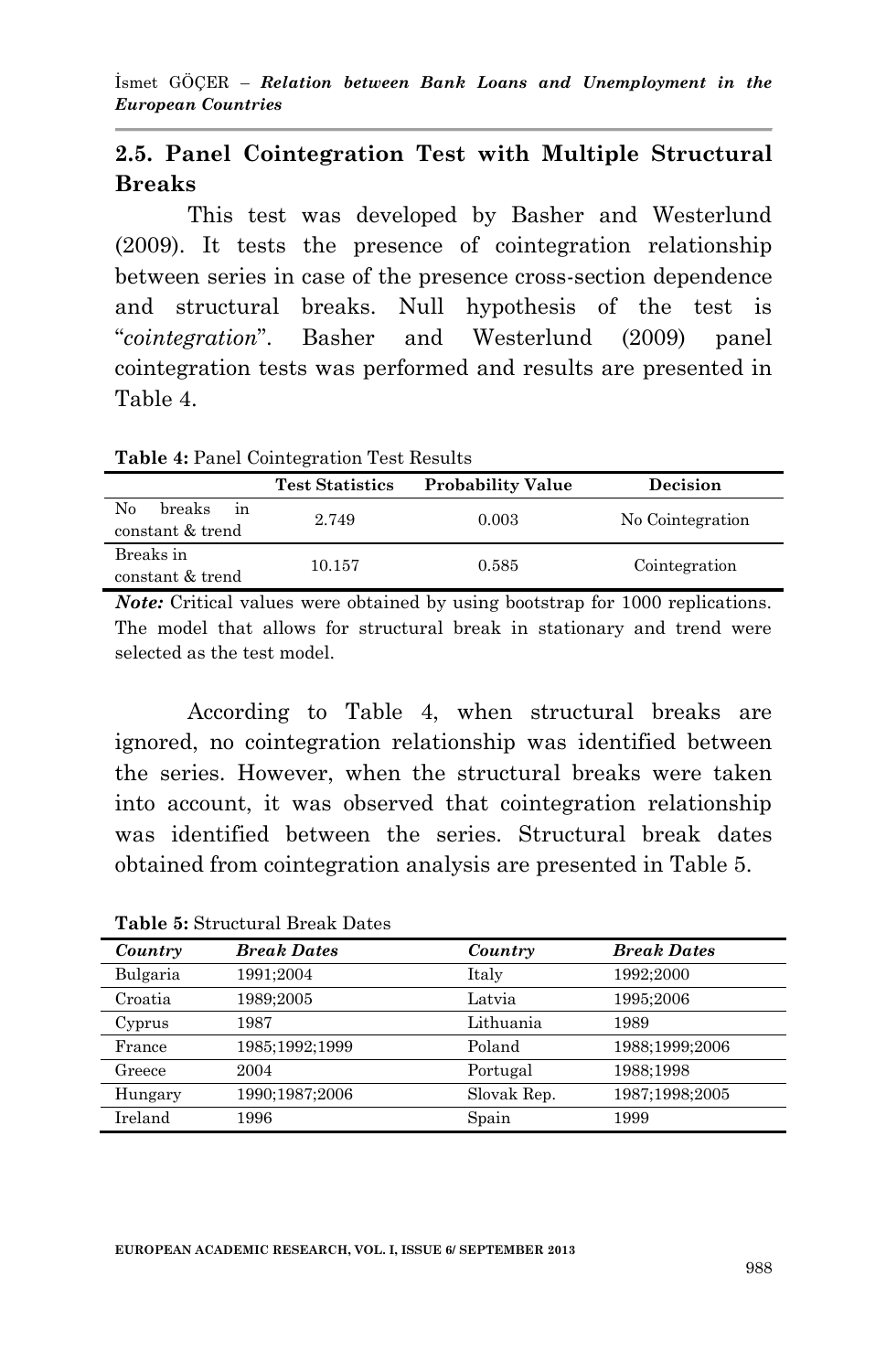## 2.5. Panel Cointegration Test with Multiple Structural Breaks

This test was developed by Basher and Westerlund (2009). It tests the presence of cointegration relationship between series in case of the presence cross-section dependence and structural breaks. Null hypothesis of the test is "*cointegration*". Basher and Westerlund (2009) panel cointegration tests was performed and results are presented in Table 4.

**Table 4:** Panel Cointegration Test Results

| | Test Statistics | Probability Value | Decision |
|---|---|---|---|
| No breaks in constant & trend | 2.749 | 0.003 | No Cointegration |
| Breaks in constant & trend | 10.157 | 0.585 | Cointegration |

***Note:*** Critical values were obtained by using bootstrap for 1000 replications. The model that allows for structural break in stationary and trend were selected as the test model.

According to Table 4, when structural breaks are ignored, no cointegration relationship was identified between the series. However, when the structural breaks were taken into account, it was observed that cointegration relationship was identified between the series. Structural break dates obtained from cointegration analysis are presented in Table 5.

**Table 5:** Structural Break Dates

| *Country* | *Break Dates* | *Country* | *Break Dates* |
|---|---|---|---|
| Bulgaria | 1991;2004 | Italy | 1992;2000 |
| Croatia | 1989;2005 | Latvia | 1995;2006 |
| Cyprus | 1987 | Lithuania | 1989 |
| France | 1985;1992;1999 | Poland | 1988;1999;2006 |
| Greece | 2004 | Portugal | 1988;1998 |
| Hungary | 1990;1987;2006 | Slovak Rep. | 1987;1998;2005 |
| Ireland | 1996 | Spain | 1999 |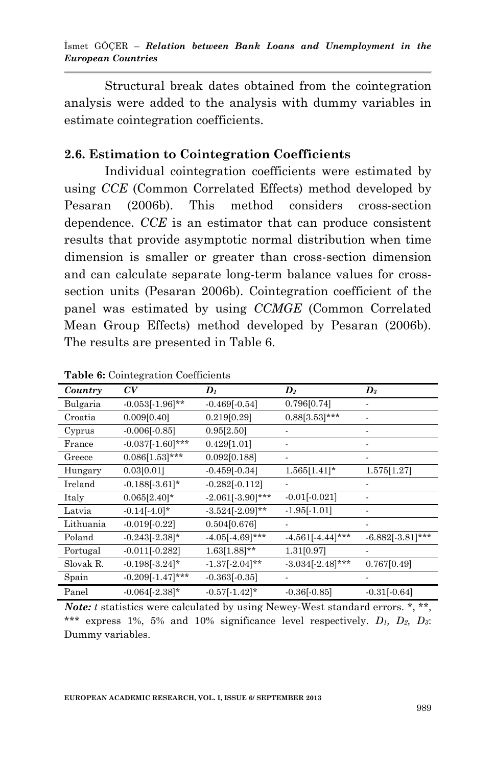Structural break dates obtained from the cointegration analysis were added to the analysis with dummy variables in estimate cointegration coefficients.

### 2.6. Estimation to Cointegration Coefficients

Individual cointegration coefficients were estimated by using *CCE* (Common Correlated Effects) method developed by Pesaran (2006b). This method considers cross-section dependence. *CCE* is an estimator that can produce consistent results that provide asymptotic normal distribution when time dimension is smaller or greater than cross-section dimension and can calculate separate long-term balance values for cross-section units (Pesaran 2006b). Cointegration coefficient of the panel was estimated by using *CCMGE* (Common Correlated Mean Group Effects) method developed by Pesaran (2006b). The results are presented in Table 6.

**Table 6:** Cointegration Coefficients

| *Country* | *CV* | $D_1$ | $D_2$ | $D_3$ |
|---|---|---|---|---|
| Bulgaria | -0.053[-1.96]** | -0.469[-0.54] | 0.796[0.74] | - |
| Croatia | 0.009[0.40] | 0.219[0.29] | 0.88[3.53]*** | - |
| Cyprus | -0.006[-0.85] | 0.95[2.50] | - | - |
| France | -0.037[-1.60]*** | 0.429[1.01] | - | - |
| Greece | 0.086[1.53]*** | 0.092[0.188] | - | - |
| Hungary | 0.03[0.01] | -0.459[-0.34] | 1.565[1.41]* | 1.575[1.27] |
| Ireland | -0.188[-3.61]* | -0.282[-0.112] | - | - |
| Italy | 0.065[2.40]* | -2.061[-3.90]*** | -0.01[-0.021] | - |
| Latvia | -0.14[-4.0]* | -3.524[-2.09]** | -1.95[-1.01] | - |
| Lithuania | -0.019[-0.22] | 0.504[0.676] | - | - |
| Poland | -0.243[-2.38]* | -4.05[-4.69]*** | -4.561[-4.44]*** | -6.882[-3.81]*** |
| Portugal | -0.011[-0.282] | 1.63[1.88]** | 1.31[0.97] | - |
| Slovak R. | -0.198[-3.24]* | -1.37[-2.04]** | -3.034[-2.48]*** | 0.767[0.49] |
| Spain | -0.209[-1.47]*** | -0.363[-0.35] | - | - |
| Panel | -0.064[-2.38]* | -0.57[-1.42]* | -0.36[-0.85] | -0.31[-0.64] |

***Note:*** *t* statistics were calculated by using Newey-West standard errors. *, **, *** express 1%, 5% and 10% significance level respectively. $D_1$, $D_2$, $D_3$: Dummy variables.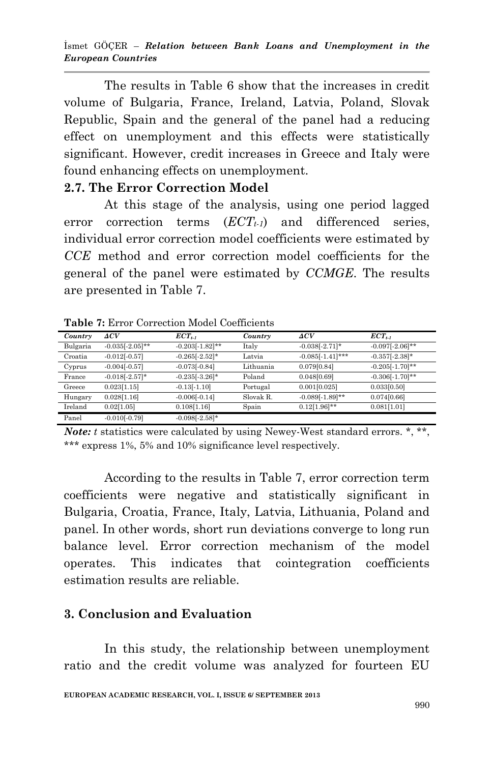The results in Table 6 show that the increases in credit volume of Bulgaria, France, Ireland, Latvia, Poland, Slovak Republic, Spain and the general of the panel had a reducing effect on unemployment and this effects were statistically significant. However, credit increases in Greece and Italy were found enhancing effects on unemployment.

### 2.7. The Error Correction Model

At this stage of the analysis, using one period lagged error correction terms ($ECT_{t-1}$) and differenced series, individual error correction model coefficients were estimated by *CCE* method and error correction model coefficients for the general of the panel were estimated by *CCMGE*. The results are presented in Table 7.

**Table 7:** Error Correction Model Coefficients

| *Country* | $\Delta CV$ | $ECT_{t-1}$ | *Country* | $\Delta CV$ | $ECT_{t-1}$ |
|---|---|---|---|---|---|
| Bulgaria | -0.035[-2.05]** | -0.203[-1.82]** | Italy | -0.038[-2.71]* | -0.097[-2.06]** |
| Croatia | -0.012[-0.57] | -0.265[-2.52]* | Latvia | -0.085[-1.41]*** | -0.357[-2.38]* |
| Cyprus | -0.004[-0.57] | -0.073[-0.84] | Lithuania | 0.079[0.84] | -0.205[-1.70]** |
| France | -0.018[-2.57]* | -0.235[-3.26]* | Poland | 0.048[0.69] | -0.306[-1.70]** |
| Greece | 0.023[1.15] | -0.13[-1.10] | Portugal | 0.001[0.025] | 0.033[0.50] |
| Hungary | 0.028[1.16] | -0.006[-0.14] | Slovak R. | -0.089[-1.89]** | 0.074[0.66] |
| Ireland | 0.02[1.05] | 0.108[1.16] | Spain | 0.12[1.96]** | 0.081[1.01] |
| Panel | -0.010[-0.79] | -0.098[-2.58]* | | | |

***Note:*** *t* statistics were calculated by using Newey-West standard errors. *, **, *** express 1%, 5% and 10% significance level respectively.

According to the results in Table 7, error correction term coefficients were negative and statistically significant in Bulgaria, Croatia, France, Italy, Latvia, Lithuania, Poland and panel. In other words, short run deviations converge to long run balance level. Error correction mechanism of the model operates. This indicates that cointegration coefficients estimation results are reliable.

## 3. Conclusion and Evaluation

In this study, the relationship between unemployment ratio and the credit volume was analyzed for fourteen EU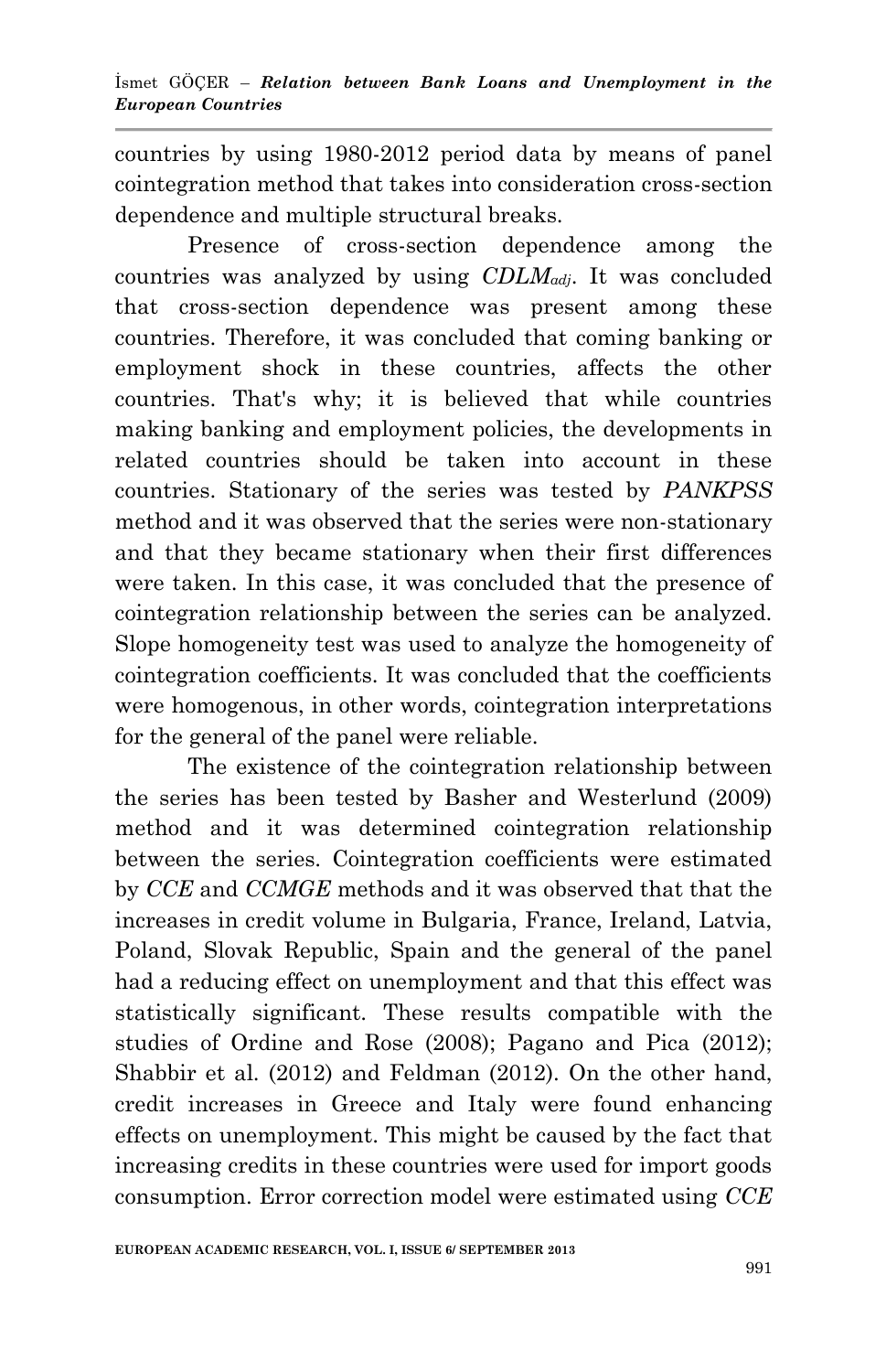countries by using 1980-2012 period data by means of panel cointegration method that takes into consideration cross-section dependence and multiple structural breaks.

Presence of cross-section dependence among the countries was analyzed by using $CDLM_{adj}$. It was concluded that cross-section dependence was present among these countries. Therefore, it was concluded that coming banking or employment shock in these countries, affects the other countries. That's why; it is believed that while countries making banking and employment policies, the developments in related countries should be taken into account in these countries. Stationary of the series was tested by *PANKPSS* method and it was observed that the series were non-stationary and that they became stationary when their first differences were taken. In this case, it was concluded that the presence of cointegration relationship between the series can be analyzed. Slope homogeneity test was used to analyze the homogeneity of cointegration coefficients. It was concluded that the coefficients were homogenous, in other words, cointegration interpretations for the general of the panel were reliable.

The existence of the cointegration relationship between the series has been tested by Basher and Westerlund (2009) method and it was determined cointegration relationship between the series. Cointegration coefficients were estimated by *CCE* and *CCMGE* methods and it was observed that that the increases in credit volume in Bulgaria, France, Ireland, Latvia, Poland, Slovak Republic, Spain and the general of the panel had a reducing effect on unemployment and that this effect was statistically significant. These results compatible with the studies of Ordine and Rose (2008); Pagano and Pica (2012); Shabbir et al. (2012) and Feldman (2012). On the other hand, credit increases in Greece and Italy were found enhancing effects on unemployment. This might be caused by the fact that increasing credits in these countries were used for import goods consumption. Error correction model were estimated using *CCE*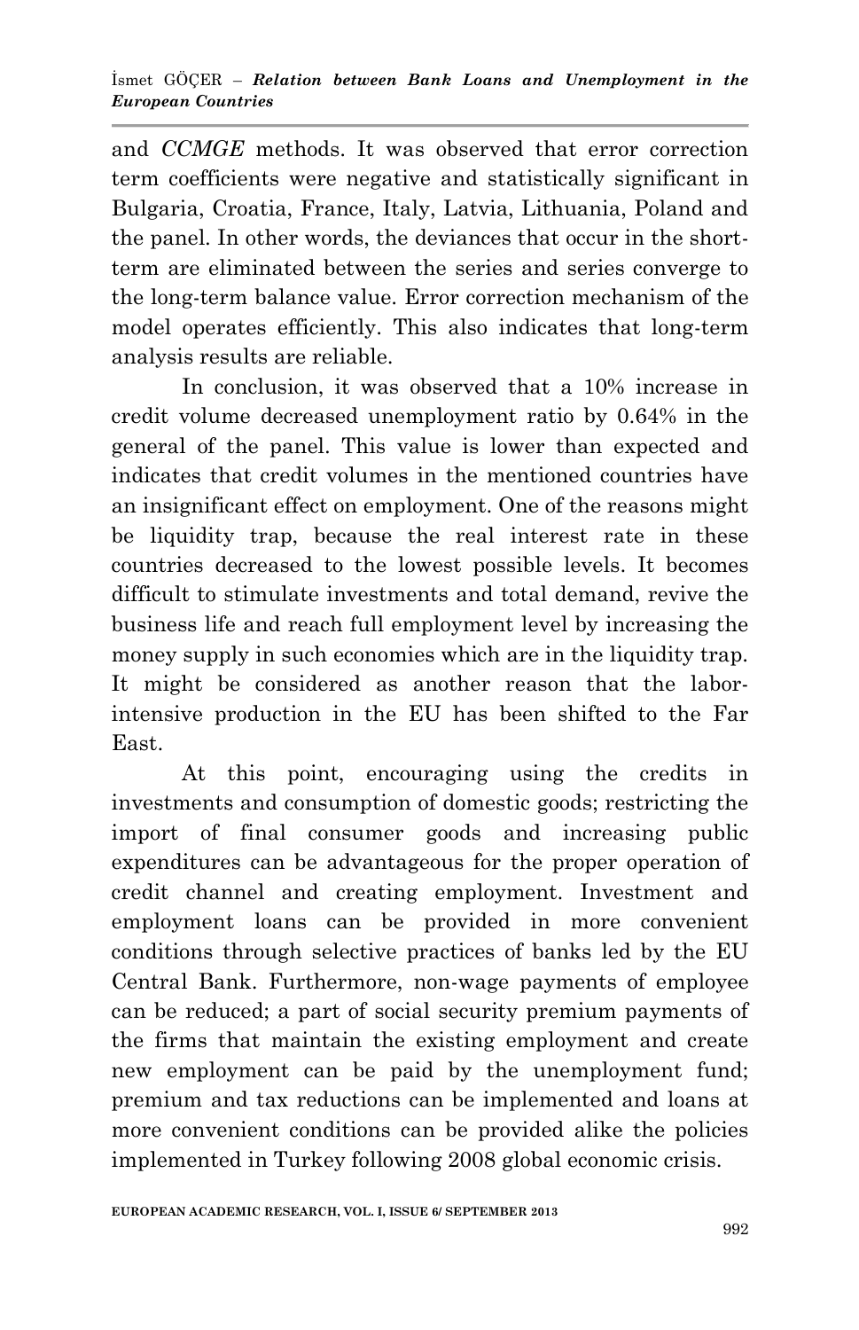and *CCMGE* methods. It was observed that error correction term coefficients were negative and statistically significant in Bulgaria, Croatia, France, Italy, Latvia, Lithuania, Poland and the panel. In other words, the deviances that occur in the short-term are eliminated between the series and series converge to the long-term balance value. Error correction mechanism of the model operates efficiently. This also indicates that long-term analysis results are reliable.

In conclusion, it was observed that a 10% increase in credit volume decreased unemployment ratio by 0.64% in the general of the panel. This value is lower than expected and indicates that credit volumes in the mentioned countries have an insignificant effect on employment. One of the reasons might be liquidity trap, because the real interest rate in these countries decreased to the lowest possible levels. It becomes difficult to stimulate investments and total demand, revive the business life and reach full employment level by increasing the money supply in such economies which are in the liquidity trap. It might be considered as another reason that the labor-intensive production in the EU has been shifted to the Far East.

At this point, encouraging using the credits in investments and consumption of domestic goods; restricting the import of final consumer goods and increasing public expenditures can be advantageous for the proper operation of credit channel and creating employment. Investment and employment loans can be provided in more convenient conditions through selective practices of banks led by the EU Central Bank. Furthermore, non-wage payments of employee can be reduced; a part of social security premium payments of the firms that maintain the existing employment and create new employment can be paid by the unemployment fund; premium and tax reductions can be implemented and loans at more convenient conditions can be provided alike the policies implemented in Turkey following 2008 global economic crisis.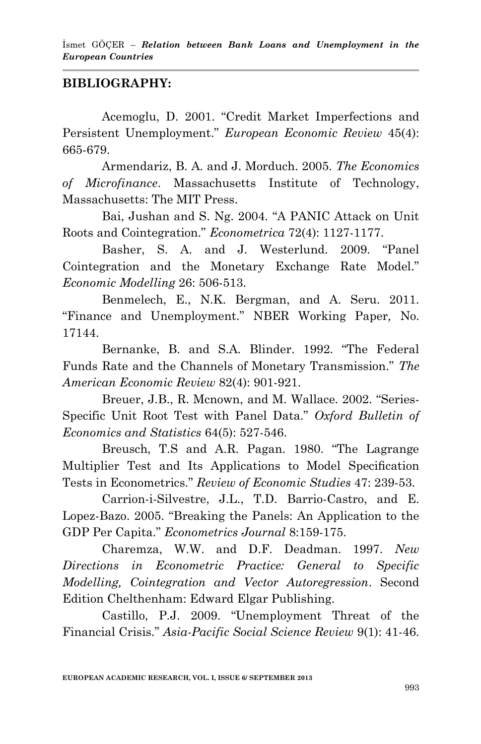## BIBLIOGRAPHY:

Acemoglu, D. 2001. "Credit Market Imperfections and Persistent Unemployment." *European Economic Review* 45(4): 665-679.

Armendariz, B. A. and J. Morduch. 2005. *The Economics of Microfinance*. Massachusetts Institute of Technology, Massachusetts: The MIT Press.

Bai, Jushan and S. Ng. 2004. "A PANIC Attack on Unit Roots and Cointegration." *Econometrica* 72(4): 1127-1177.

Basher, S. A. and J. Westerlund. 2009. "Panel Cointegration and the Monetary Exchange Rate Model." *Economic Modelling* 26: 506-513.

Benmelech, E., N.K. Bergman, and A. Seru. 2011. "Finance and Unemployment." NBER Working Paper, No. 17144.

Bernanke, B. and S.A. Blinder. 1992. "The Federal Funds Rate and the Channels of Monetary Transmission." *The American Economic Review* 82(4): 901-921.

Breuer, J.B., R. Mcnown, and M. Wallace. 2002. "Series-Specific Unit Root Test with Panel Data." *Oxford Bulletin of Economics and Statistics* 64(5): 527-546.

Breusch, T.S and A.R. Pagan. 1980. "The Lagrange Multiplier Test and Its Applications to Model Specification Tests in Econometrics." *Review of Economic Studies* 47: 239-53.

Carrion-i-Silvestre, J.L., T.D. Barrio-Castro, and E. Lopez-Bazo. 2005. "Breaking the Panels: An Application to the GDP Per Capita." *Econometrics Journal* 8:159-175.

Charemza, W.W. and D.F. Deadman. 1997. *New Directions in Econometric Practice: General to Specific Modelling, Cointegration and Vector Autoregression*. Second Edition Chelthenham: Edward Elgar Publishing.

Castillo, P.J. 2009. "Unemployment Threat of the Financial Crisis." *Asia-Pacific Social Science Review* 9(1): 41-46.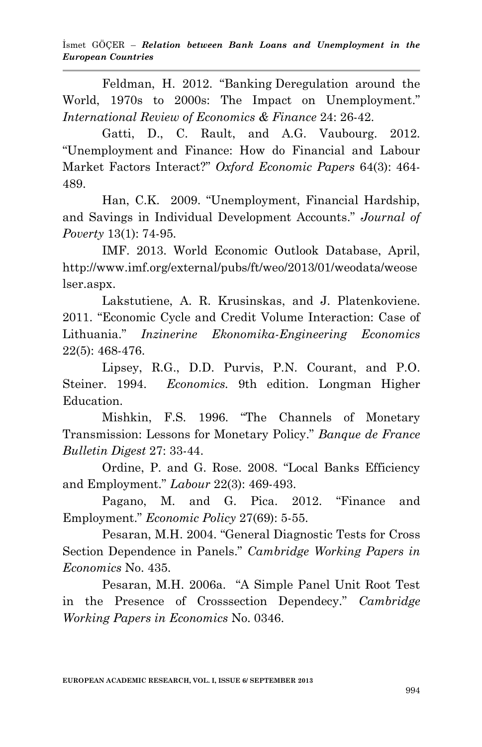Feldman, H. 2012. "Banking Deregulation around the World, 1970s to 2000s: The Impact on Unemployment." *International Review of Economics & Finance* 24: 26-42.

Gatti, D., C. Rault, and A.G. Vaubourg. 2012. "Unemployment and Finance: How do Financial and Labour Market Factors Interact?" *Oxford Economic Papers* 64(3): 464-489.

Han, C.K. 2009. "Unemployment, Financial Hardship, and Savings in Individual Development Accounts." *Journal of Poverty* 13(1): 74-95.

IMF. 2013. World Economic Outlook Database, April, http://www.imf.org/external/pubs/ft/weo/2013/01/weodata/weoselser.aspx.

Lakstutiene, A. R. Krusinskas, and J. Platenkoviene. 2011. "Economic Cycle and Credit Volume Interaction: Case of Lithuania." *Inzinerine Ekonomika-Engineering Economics* 22(5): 468-476.

Lipsey, R.G., D.D. Purvis, P.N. Courant, and P.O. Steiner. 1994. *Economics*. 9th edition. Longman Higher Education.

Mishkin, F.S. 1996. "The Channels of Monetary Transmission: Lessons for Monetary Policy." *Banque de France Bulletin Digest* 27: 33-44.

Ordine, P. and G. Rose. 2008. "Local Banks Efficiency and Employment." *Labour* 22(3): 469-493.

Pagano, M. and G. Pica. 2012. "Finance and Employment." *Economic Policy* 27(69): 5-55.

Pesaran, M.H. 2004. "General Diagnostic Tests for Cross Section Dependence in Panels." *Cambridge Working Papers in Economics* No. 435.

Pesaran, M.H. 2006a. "A Simple Panel Unit Root Test in the Presence of Crosssection Dependecy." *Cambridge Working Papers in Economics* No. 0346.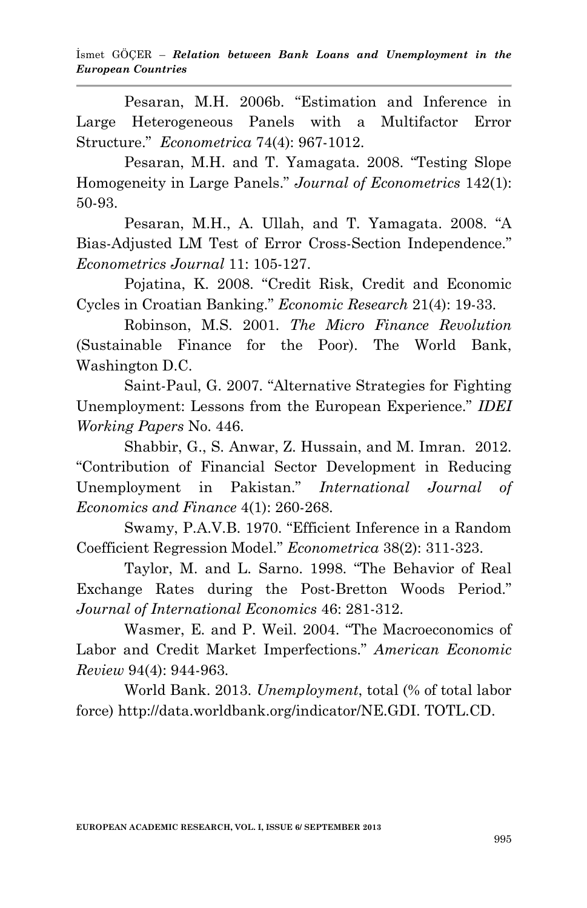Pesaran, M.H. 2006b. "Estimation and Inference in Large Heterogeneous Panels with a Multifactor Error Structure." *Econometrica* 74(4): 967-1012.

Pesaran, M.H. and T. Yamagata. 2008. "Testing Slope Homogeneity in Large Panels." *Journal of Econometrics* 142(1): 50-93.

Pesaran, M.H., A. Ullah, and T. Yamagata. 2008. "A Bias-Adjusted LM Test of Error Cross-Section Independence." *Econometrics Journal* 11: 105-127.

Pojatina, K. 2008. "Credit Risk, Credit and Economic Cycles in Croatian Banking." *Economic Research* 21(4): 19-33.

Robinson, M.S. 2001. *The Micro Finance Revolution* (Sustainable Finance for the Poor). The World Bank, Washington D.C.

Saint-Paul, G. 2007. "Alternative Strategies for Fighting Unemployment: Lessons from the European Experience." *IDEI Working Papers* No. 446.

Shabbir, G., S. Anwar, Z. Hussain, and M. Imran. 2012. "Contribution of Financial Sector Development in Reducing Unemployment in Pakistan." *International Journal of Economics and Finance* 4(1): 260-268.

Swamy, P.A.V.B. 1970. "Efficient Inference in a Random Coefficient Regression Model." *Econometrica* 38(2): 311-323.

Taylor, M. and L. Sarno. 1998. "The Behavior of Real Exchange Rates during the Post-Bretton Woods Period." *Journal of International Economics* 46: 281-312.

Wasmer, E. and P. Weil. 2004. "The Macroeconomics of Labor and Credit Market Imperfections." *American Economic Review* 94(4): 944-963.

World Bank. 2013. *Unemployment*, total (% of total labor force) http://data.worldbank.org/indicator/NE.GDI. TOTL.CD.